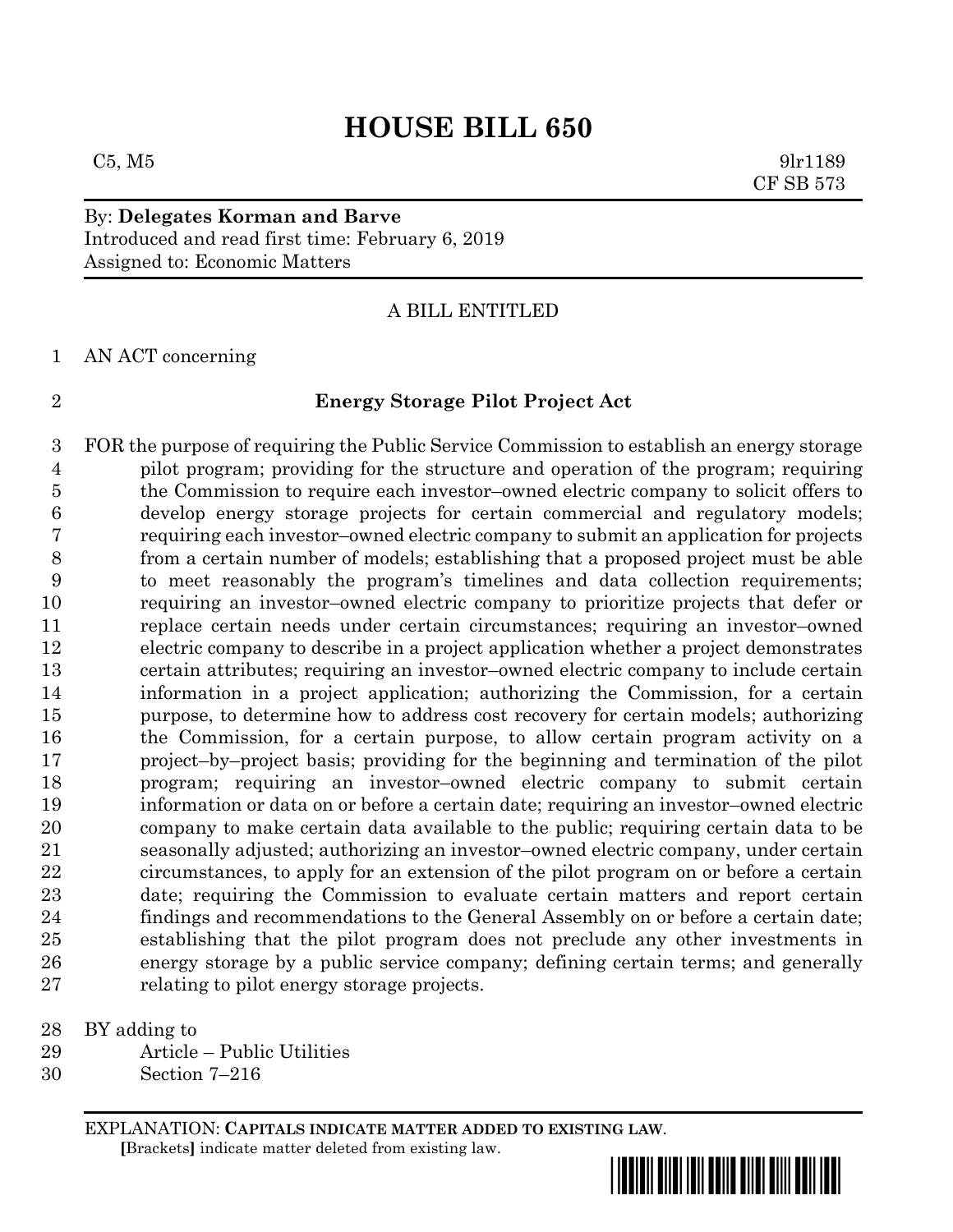# HOUSE BILL 650

C5, M5 9lr1189
CF SB 573

By: **Delegates Korman and Barve**
Introduced and read first time: February 6, 2019
Assigned to: Economic Matters

A BILL ENTITLED

AN ACT concerning

**Energy Storage Pilot Project Act**

FOR the purpose of requiring the Public Service Commission to establish an energy storage pilot program; providing for the structure and operation of the program; requiring the Commission to require each investor–owned electric company to solicit offers to develop energy storage projects for certain commercial and regulatory models; requiring each investor–owned electric company to submit an application for projects from a certain number of models; establishing that a proposed project must be able to meet reasonably the program's timelines and data collection requirements; requiring an investor–owned electric company to prioritize projects that defer or replace certain needs under certain circumstances; requiring an investor–owned electric company to describe in a project application whether a project demonstrates certain attributes; requiring an investor–owned electric company to include certain information in a project application; authorizing the Commission, for a certain purpose, to determine how to address cost recovery for certain models; authorizing the Commission, for a certain purpose, to allow certain program activity on a project–by–project basis; providing for the beginning and termination of the pilot program; requiring an investor–owned electric company to submit certain information or data on or before a certain date; requiring an investor–owned electric company to make certain data available to the public; requiring certain data to be seasonally adjusted; authorizing an investor–owned electric company, under certain circumstances, to apply for an extension of the pilot program on or before a certain date; requiring the Commission to evaluate certain matters and report certain findings and recommendations to the General Assembly on or before a certain date; establishing that the pilot program does not preclude any other investments in energy storage by a public service company; defining certain terms; and generally relating to pilot energy storage projects.

BY adding to
Article – Public Utilities
Section 7–216

EXPLANATION: **CAPITALS INDICATE MATTER ADDED TO EXISTING LAW**.
**[**Brackets**]** indicate matter deleted from existing law.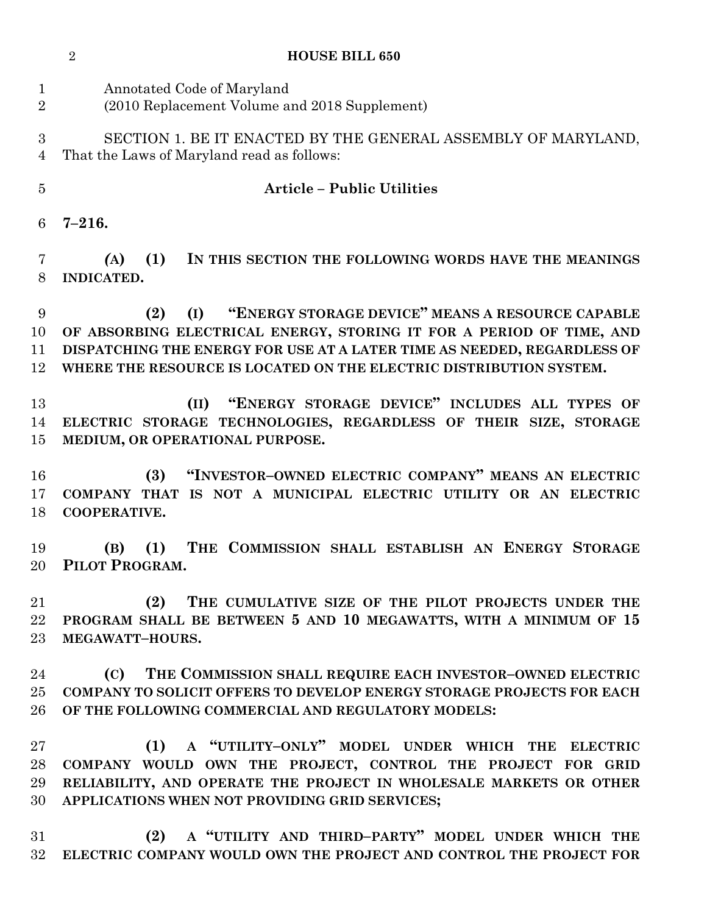Annotated Code of Maryland
(2010 Replacement Volume and 2018 Supplement)

SECTION 1. BE IT ENACTED BY THE GENERAL ASSEMBLY OF MARYLAND, That the Laws of Maryland read as follows:

**Article – Public Utilities**

**7–216.**

**(A) (1) IN THIS SECTION THE FOLLOWING WORDS HAVE THE MEANINGS INDICATED.**

**(2) (I) "ENERGY STORAGE DEVICE" MEANS A RESOURCE CAPABLE OF ABSORBING ELECTRICAL ENERGY, STORING IT FOR A PERIOD OF TIME, AND DISPATCHING THE ENERGY FOR USE AT A LATER TIME AS NEEDED, REGARDLESS OF WHERE THE RESOURCE IS LOCATED ON THE ELECTRIC DISTRIBUTION SYSTEM.**

**(II) "ENERGY STORAGE DEVICE" INCLUDES ALL TYPES OF ELECTRIC STORAGE TECHNOLOGIES, REGARDLESS OF THEIR SIZE, STORAGE MEDIUM, OR OPERATIONAL PURPOSE.**

**(3) "INVESTOR–OWNED ELECTRIC COMPANY" MEANS AN ELECTRIC COMPANY THAT IS NOT A MUNICIPAL ELECTRIC UTILITY OR AN ELECTRIC COOPERATIVE.**

**(B) (1) THE COMMISSION SHALL ESTABLISH AN ENERGY STORAGE PILOT PROGRAM.**

**(2) THE CUMULATIVE SIZE OF THE PILOT PROJECTS UNDER THE PROGRAM SHALL BE BETWEEN 5 AND 10 MEGAWATTS, WITH A MINIMUM OF 15 MEGAWATT–HOURS.**

**(C) THE COMMISSION SHALL REQUIRE EACH INVESTOR–OWNED ELECTRIC COMPANY TO SOLICIT OFFERS TO DEVELOP ENERGY STORAGE PROJECTS FOR EACH OF THE FOLLOWING COMMERCIAL AND REGULATORY MODELS:**

**(1) A "UTILITY–ONLY" MODEL UNDER WHICH THE ELECTRIC COMPANY WOULD OWN THE PROJECT, CONTROL THE PROJECT FOR GRID RELIABILITY, AND OPERATE THE PROJECT IN WHOLESALE MARKETS OR OTHER APPLICATIONS WHEN NOT PROVIDING GRID SERVICES;**

**(2) A "UTILITY AND THIRD–PARTY" MODEL UNDER WHICH THE ELECTRIC COMPANY WOULD OWN THE PROJECT AND CONTROL THE PROJECT FOR**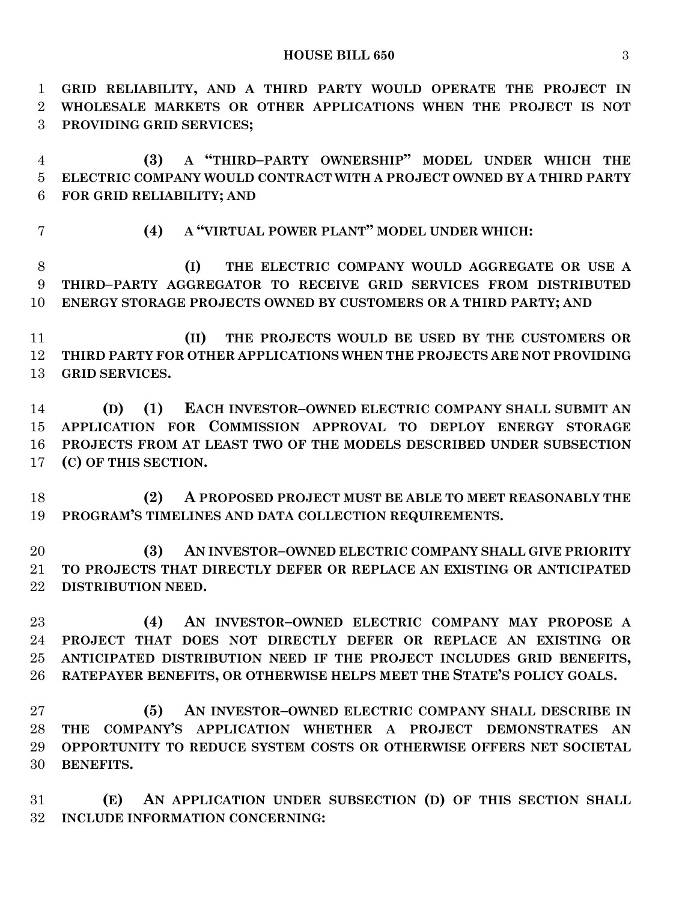**GRID RELIABILITY, AND A THIRD PARTY WOULD OPERATE THE PROJECT IN WHOLESALE MARKETS OR OTHER APPLICATIONS WHEN THE PROJECT IS NOT PROVIDING GRID SERVICES;**

**(3) A "THIRD–PARTY OWNERSHIP" MODEL UNDER WHICH THE ELECTRIC COMPANY WOULD CONTRACT WITH A PROJECT OWNED BY A THIRD PARTY FOR GRID RELIABILITY; AND**

**(4) A "VIRTUAL POWER PLANT" MODEL UNDER WHICH:**

**(I) THE ELECTRIC COMPANY WOULD AGGREGATE OR USE A THIRD–PARTY AGGREGATOR TO RECEIVE GRID SERVICES FROM DISTRIBUTED ENERGY STORAGE PROJECTS OWNED BY CUSTOMERS OR A THIRD PARTY; AND**

**(II) THE PROJECTS WOULD BE USED BY THE CUSTOMERS OR THIRD PARTY FOR OTHER APPLICATIONS WHEN THE PROJECTS ARE NOT PROVIDING GRID SERVICES.**

**(D) (1) EACH INVESTOR–OWNED ELECTRIC COMPANY SHALL SUBMIT AN APPLICATION FOR COMMISSION APPROVAL TO DEPLOY ENERGY STORAGE PROJECTS FROM AT LEAST TWO OF THE MODELS DESCRIBED UNDER SUBSECTION (C) OF THIS SECTION.**

**(2) A PROPOSED PROJECT MUST BE ABLE TO MEET REASONABLY THE PROGRAM'S TIMELINES AND DATA COLLECTION REQUIREMENTS.**

**(3) AN INVESTOR–OWNED ELECTRIC COMPANY SHALL GIVE PRIORITY TO PROJECTS THAT DIRECTLY DEFER OR REPLACE AN EXISTING OR ANTICIPATED DISTRIBUTION NEED.**

**(4) AN INVESTOR–OWNED ELECTRIC COMPANY MAY PROPOSE A PROJECT THAT DOES NOT DIRECTLY DEFER OR REPLACE AN EXISTING OR ANTICIPATED DISTRIBUTION NEED IF THE PROJECT INCLUDES GRID BENEFITS, RATEPAYER BENEFITS, OR OTHERWISE HELPS MEET THE STATE'S POLICY GOALS.**

**(5) AN INVESTOR–OWNED ELECTRIC COMPANY SHALL DESCRIBE IN THE COMPANY'S APPLICATION WHETHER A PROJECT DEMONSTRATES AN OPPORTUNITY TO REDUCE SYSTEM COSTS OR OTHERWISE OFFERS NET SOCIETAL BENEFITS.**

**(E) AN APPLICATION UNDER SUBSECTION (D) OF THIS SECTION SHALL INCLUDE INFORMATION CONCERNING:**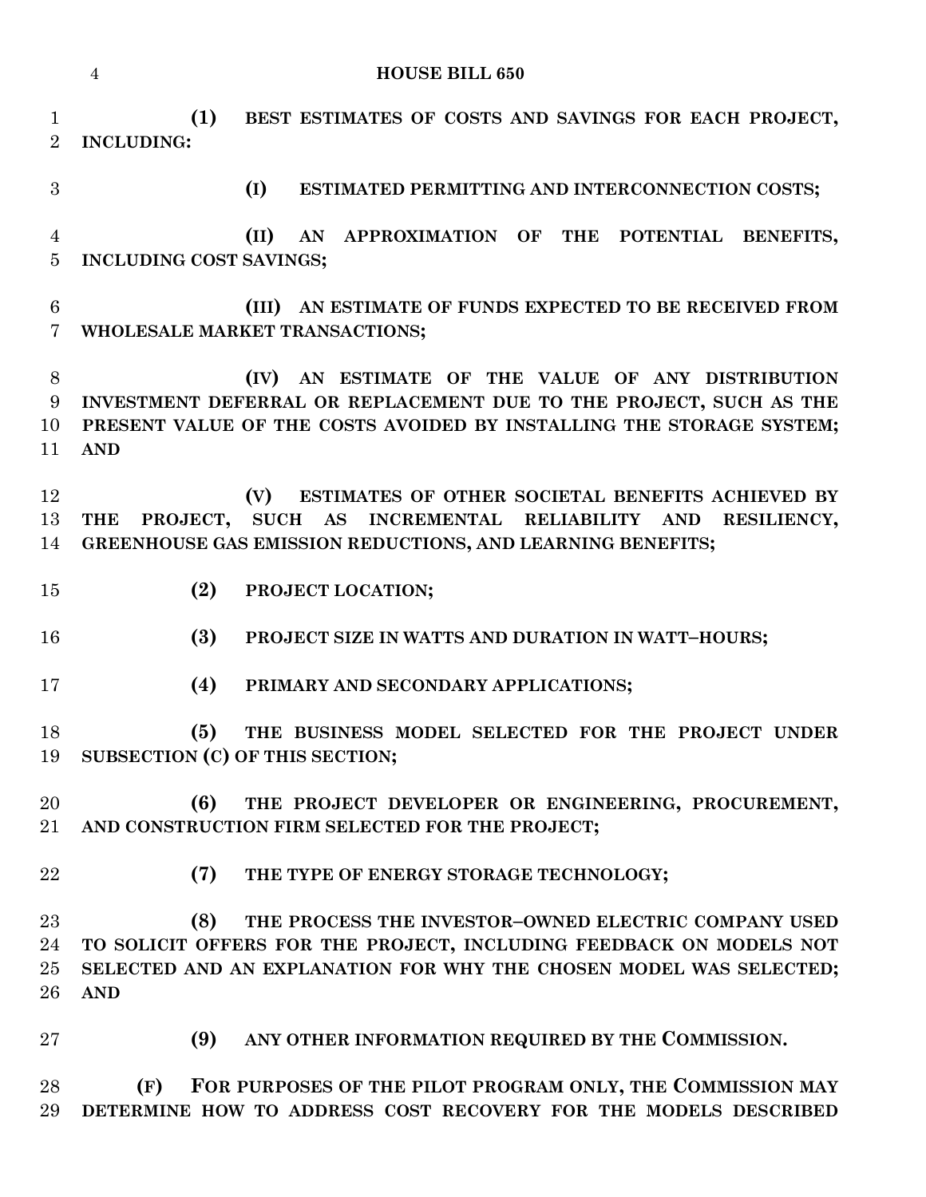**(1) BEST ESTIMATES OF COSTS AND SAVINGS FOR EACH PROJECT, INCLUDING:**

**(I) ESTIMATED PERMITTING AND INTERCONNECTION COSTS;**

**(II) AN APPROXIMATION OF THE POTENTIAL BENEFITS, INCLUDING COST SAVINGS;**

**(III) AN ESTIMATE OF FUNDS EXPECTED TO BE RECEIVED FROM WHOLESALE MARKET TRANSACTIONS;**

**(IV) AN ESTIMATE OF THE VALUE OF ANY DISTRIBUTION INVESTMENT DEFERRAL OR REPLACEMENT DUE TO THE PROJECT, SUCH AS THE PRESENT VALUE OF THE COSTS AVOIDED BY INSTALLING THE STORAGE SYSTEM; AND**

**(V) ESTIMATES OF OTHER SOCIETAL BENEFITS ACHIEVED BY THE PROJECT, SUCH AS INCREMENTAL RELIABILITY AND RESILIENCY, GREENHOUSE GAS EMISSION REDUCTIONS, AND LEARNING BENEFITS;**

**(2) PROJECT LOCATION;**

**(3) PROJECT SIZE IN WATTS AND DURATION IN WATT–HOURS;**

**(4) PRIMARY AND SECONDARY APPLICATIONS;**

**(5) THE BUSINESS MODEL SELECTED FOR THE PROJECT UNDER SUBSECTION (C) OF THIS SECTION;**

**(6) THE PROJECT DEVELOPER OR ENGINEERING, PROCUREMENT, AND CONSTRUCTION FIRM SELECTED FOR THE PROJECT;**

**(7) THE TYPE OF ENERGY STORAGE TECHNOLOGY;**

**(8) THE PROCESS THE INVESTOR–OWNED ELECTRIC COMPANY USED TO SOLICIT OFFERS FOR THE PROJECT, INCLUDING FEEDBACK ON MODELS NOT SELECTED AND AN EXPLANATION FOR WHY THE CHOSEN MODEL WAS SELECTED; AND**

**(9) ANY OTHER INFORMATION REQUIRED BY THE COMMISSION.**

**(F) FOR PURPOSES OF THE PILOT PROGRAM ONLY, THE COMMISSION MAY DETERMINE HOW TO ADDRESS COST RECOVERY FOR THE MODELS DESCRIBED**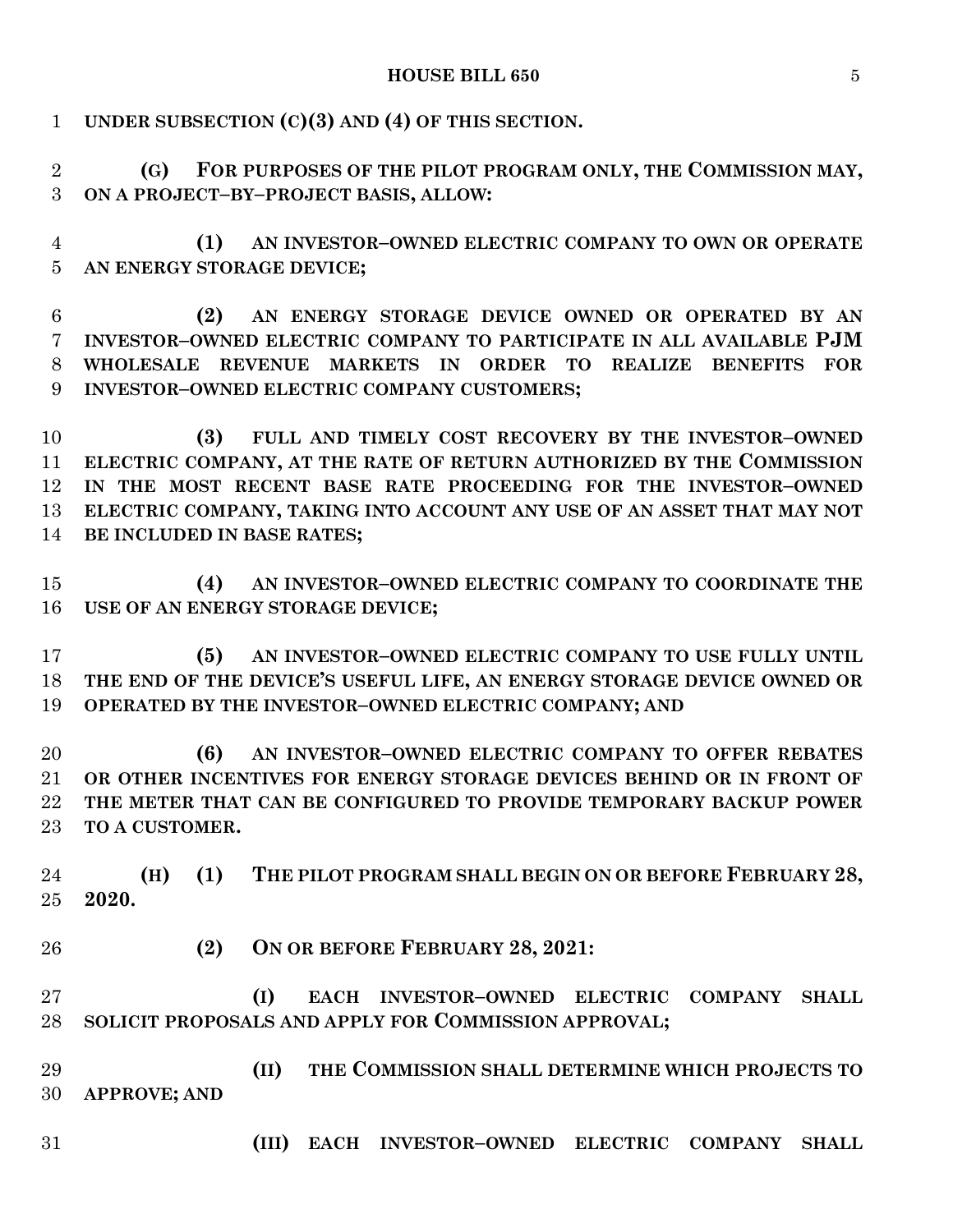**UNDER SUBSECTION (C)(3) AND (4) OF THIS SECTION.**

**(G) FOR PURPOSES OF THE PILOT PROGRAM ONLY, THE COMMISSION MAY, ON A PROJECT–BY–PROJECT BASIS, ALLOW:**

**(1) AN INVESTOR–OWNED ELECTRIC COMPANY TO OWN OR OPERATE AN ENERGY STORAGE DEVICE;**

**(2) AN ENERGY STORAGE DEVICE OWNED OR OPERATED BY AN INVESTOR–OWNED ELECTRIC COMPANY TO PARTICIPATE IN ALL AVAILABLE PJM WHOLESALE REVENUE MARKETS IN ORDER TO REALIZE BENEFITS FOR INVESTOR–OWNED ELECTRIC COMPANY CUSTOMERS;**

**(3) FULL AND TIMELY COST RECOVERY BY THE INVESTOR–OWNED ELECTRIC COMPANY, AT THE RATE OF RETURN AUTHORIZED BY THE COMMISSION IN THE MOST RECENT BASE RATE PROCEEDING FOR THE INVESTOR–OWNED ELECTRIC COMPANY, TAKING INTO ACCOUNT ANY USE OF AN ASSET THAT MAY NOT BE INCLUDED IN BASE RATES;**

**(4) AN INVESTOR–OWNED ELECTRIC COMPANY TO COORDINATE THE USE OF AN ENERGY STORAGE DEVICE;**

**(5) AN INVESTOR–OWNED ELECTRIC COMPANY TO USE FULLY UNTIL THE END OF THE DEVICE'S USEFUL LIFE, AN ENERGY STORAGE DEVICE OWNED OR OPERATED BY THE INVESTOR–OWNED ELECTRIC COMPANY; AND**

**(6) AN INVESTOR–OWNED ELECTRIC COMPANY TO OFFER REBATES OR OTHER INCENTIVES FOR ENERGY STORAGE DEVICES BEHIND OR IN FRONT OF THE METER THAT CAN BE CONFIGURED TO PROVIDE TEMPORARY BACKUP POWER TO A CUSTOMER.**

**(H) (1) THE PILOT PROGRAM SHALL BEGIN ON OR BEFORE FEBRUARY 28, 2020.**

**(2) ON OR BEFORE FEBRUARY 28, 2021:**

**(I) EACH INVESTOR–OWNED ELECTRIC COMPANY SHALL SOLICIT PROPOSALS AND APPLY FOR COMMISSION APPROVAL;**

**(II) THE COMMISSION SHALL DETERMINE WHICH PROJECTS TO APPROVE; AND**

**(III) EACH INVESTOR–OWNED ELECTRIC COMPANY SHALL**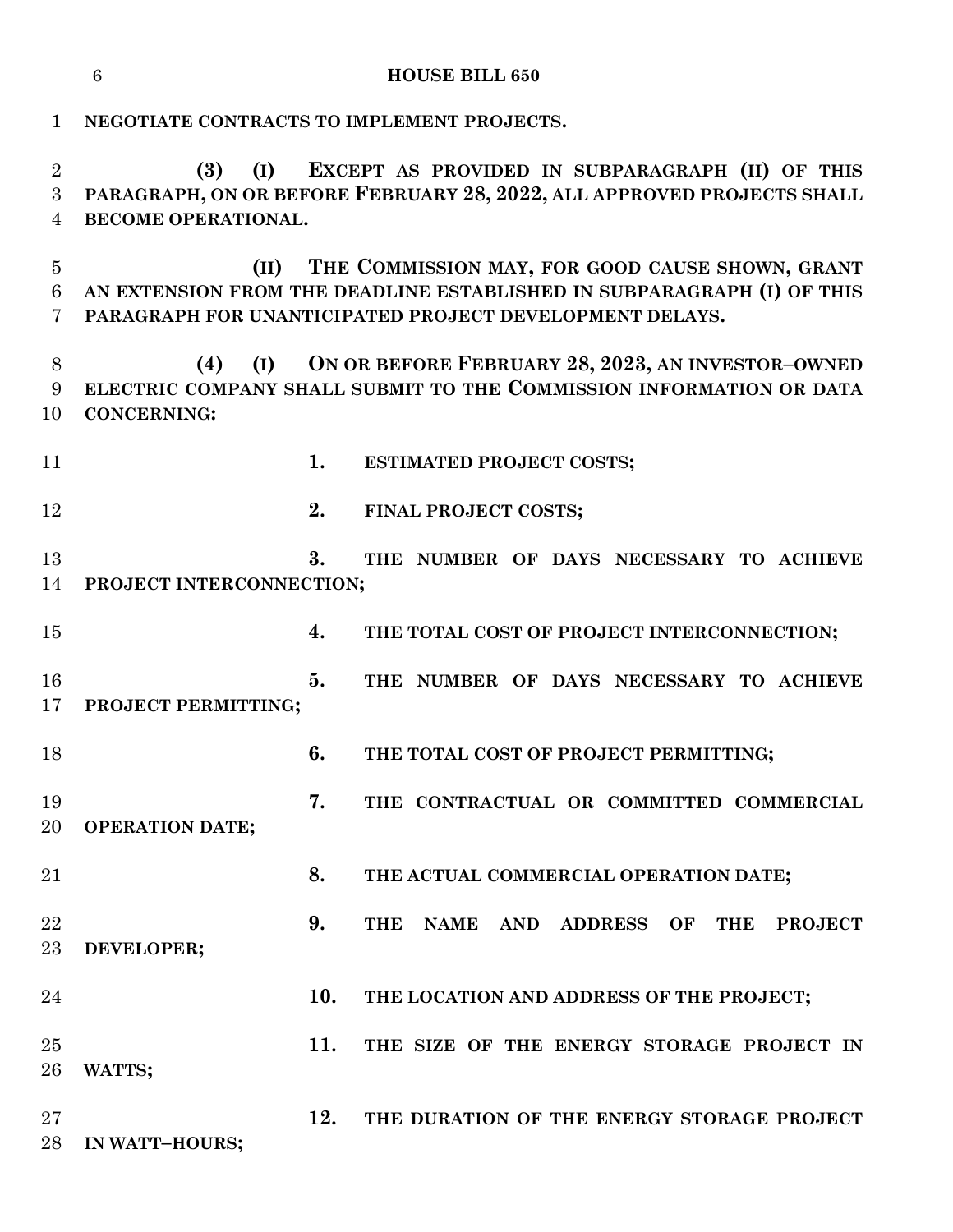**NEGOTIATE CONTRACTS TO IMPLEMENT PROJECTS.**

**(3) (I) EXCEPT AS PROVIDED IN SUBPARAGRAPH (II) OF THIS PARAGRAPH, ON OR BEFORE FEBRUARY 28, 2022, ALL APPROVED PROJECTS SHALL BECOME OPERATIONAL.**

**(II) THE COMMISSION MAY, FOR GOOD CAUSE SHOWN, GRANT AN EXTENSION FROM THE DEADLINE ESTABLISHED IN SUBPARAGRAPH (I) OF THIS PARAGRAPH FOR UNANTICIPATED PROJECT DEVELOPMENT DELAYS.**

**(4) (I) ON OR BEFORE FEBRUARY 28, 2023, AN INVESTOR–OWNED ELECTRIC COMPANY SHALL SUBMIT TO THE COMMISSION INFORMATION OR DATA CONCERNING:**

**1. ESTIMATED PROJECT COSTS;**

**2. FINAL PROJECT COSTS;**

**3. THE NUMBER OF DAYS NECESSARY TO ACHIEVE PROJECT INTERCONNECTION;**

**4. THE TOTAL COST OF PROJECT INTERCONNECTION;**

**5. THE NUMBER OF DAYS NECESSARY TO ACHIEVE PROJECT PERMITTING;**

**6. THE TOTAL COST OF PROJECT PERMITTING;**

**7. THE CONTRACTUAL OR COMMITTED COMMERCIAL OPERATION DATE;**

**8. THE ACTUAL COMMERCIAL OPERATION DATE;**

**9. THE NAME AND ADDRESS OF THE PROJECT DEVELOPER;**

**10. THE LOCATION AND ADDRESS OF THE PROJECT;**

**11. THE SIZE OF THE ENERGY STORAGE PROJECT IN WATTS;**

**12. THE DURATION OF THE ENERGY STORAGE PROJECT IN WATT–HOURS;**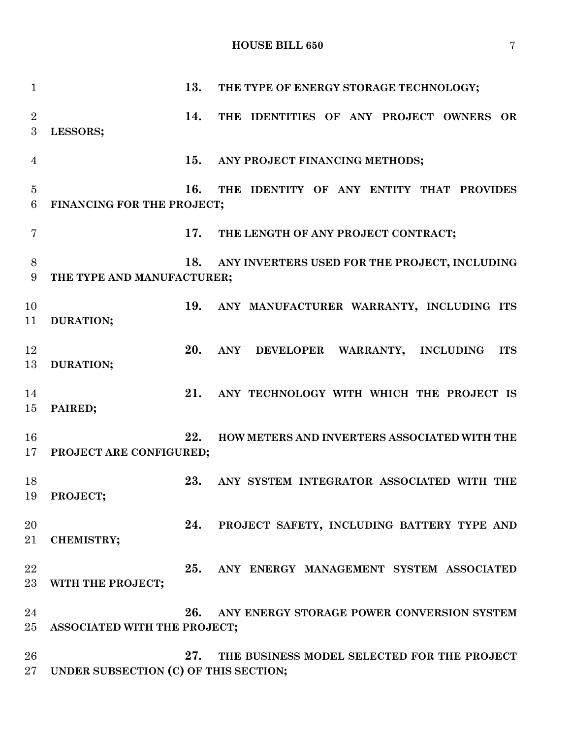**13. THE TYPE OF ENERGY STORAGE TECHNOLOGY;**

**14. THE IDENTITIES OF ANY PROJECT OWNERS OR LESSORS;**

**15. ANY PROJECT FINANCING METHODS;**

**16. THE IDENTITY OF ANY ENTITY THAT PROVIDES FINANCING FOR THE PROJECT;**

**17. THE LENGTH OF ANY PROJECT CONTRACT;**

**18. ANY INVERTERS USED FOR THE PROJECT, INCLUDING THE TYPE AND MANUFACTURER;**

**19. ANY MANUFACTURER WARRANTY, INCLUDING ITS DURATION;**

**20. ANY DEVELOPER WARRANTY, INCLUDING ITS DURATION;**

**21. ANY TECHNOLOGY WITH WHICH THE PROJECT IS PAIRED;**

**22. HOW METERS AND INVERTERS ASSOCIATED WITH THE PROJECT ARE CONFIGURED;**

**23. ANY SYSTEM INTEGRATOR ASSOCIATED WITH THE PROJECT;**

**24. PROJECT SAFETY, INCLUDING BATTERY TYPE AND CHEMISTRY;**

**25. ANY ENERGY MANAGEMENT SYSTEM ASSOCIATED WITH THE PROJECT;**

**26. ANY ENERGY STORAGE POWER CONVERSION SYSTEM ASSOCIATED WITH THE PROJECT;**

**27. THE BUSINESS MODEL SELECTED FOR THE PROJECT UNDER SUBSECTION (C) OF THIS SECTION;**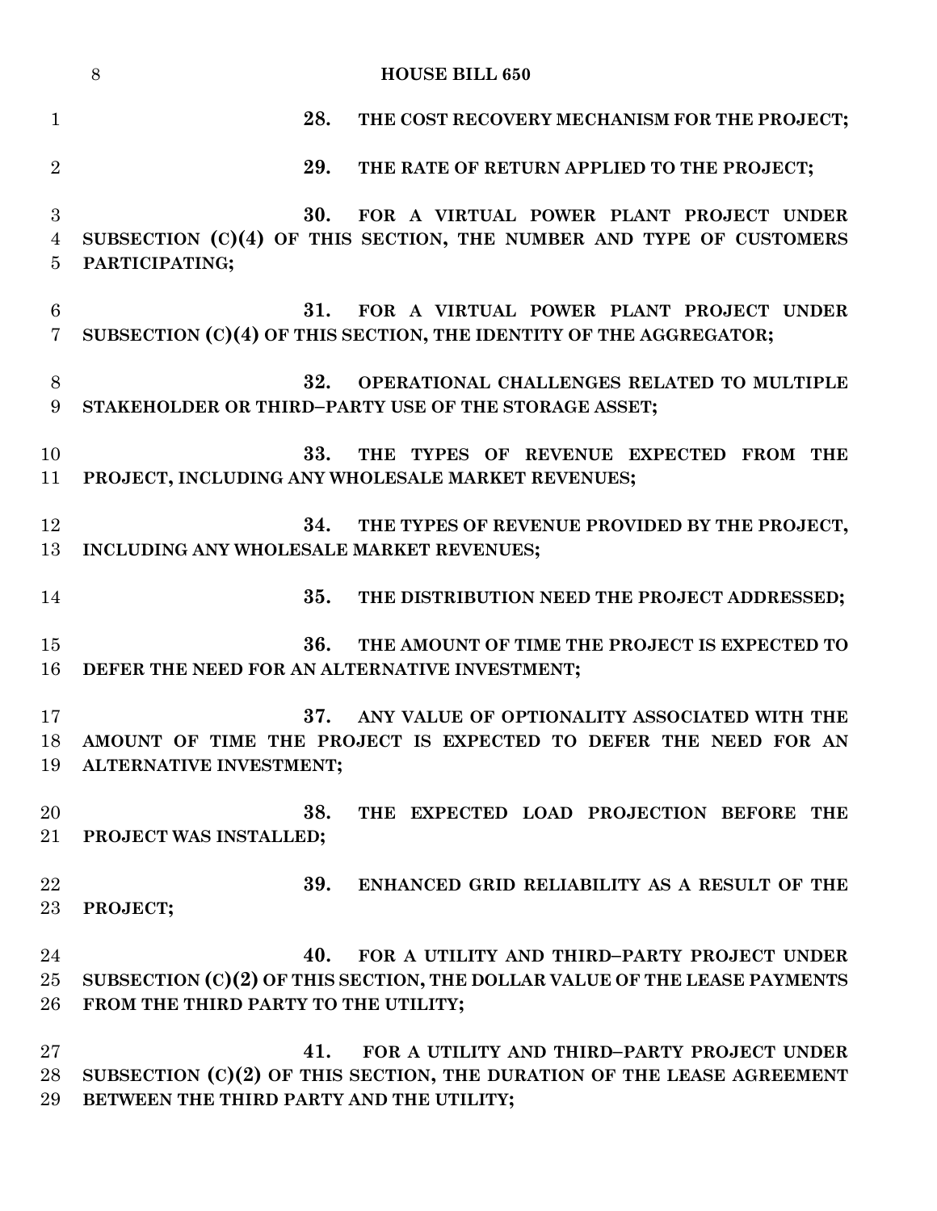**28. THE COST RECOVERY MECHANISM FOR THE PROJECT;**

**29. THE RATE OF RETURN APPLIED TO THE PROJECT;**

**30. FOR A VIRTUAL POWER PLANT PROJECT UNDER SUBSECTION (C)(4) OF THIS SECTION, THE NUMBER AND TYPE OF CUSTOMERS PARTICIPATING;**

**31. FOR A VIRTUAL POWER PLANT PROJECT UNDER SUBSECTION (C)(4) OF THIS SECTION, THE IDENTITY OF THE AGGREGATOR;**

**32. OPERATIONAL CHALLENGES RELATED TO MULTIPLE STAKEHOLDER OR THIRD–PARTY USE OF THE STORAGE ASSET;**

**33. THE TYPES OF REVENUE EXPECTED FROM THE PROJECT, INCLUDING ANY WHOLESALE MARKET REVENUES;**

**34. THE TYPES OF REVENUE PROVIDED BY THE PROJECT, INCLUDING ANY WHOLESALE MARKET REVENUES;**

**35. THE DISTRIBUTION NEED THE PROJECT ADDRESSED;**

**36. THE AMOUNT OF TIME THE PROJECT IS EXPECTED TO DEFER THE NEED FOR AN ALTERNATIVE INVESTMENT;**

**37. ANY VALUE OF OPTIONALITY ASSOCIATED WITH THE AMOUNT OF TIME THE PROJECT IS EXPECTED TO DEFER THE NEED FOR AN ALTERNATIVE INVESTMENT;**

**38. THE EXPECTED LOAD PROJECTION BEFORE THE PROJECT WAS INSTALLED;**

**39. ENHANCED GRID RELIABILITY AS A RESULT OF THE PROJECT;**

**40. FOR A UTILITY AND THIRD–PARTY PROJECT UNDER SUBSECTION (C)(2) OF THIS SECTION, THE DOLLAR VALUE OF THE LEASE PAYMENTS FROM THE THIRD PARTY TO THE UTILITY;**

**41. FOR A UTILITY AND THIRD–PARTY PROJECT UNDER SUBSECTION (C)(2) OF THIS SECTION, THE DURATION OF THE LEASE AGREEMENT BETWEEN THE THIRD PARTY AND THE UTILITY;**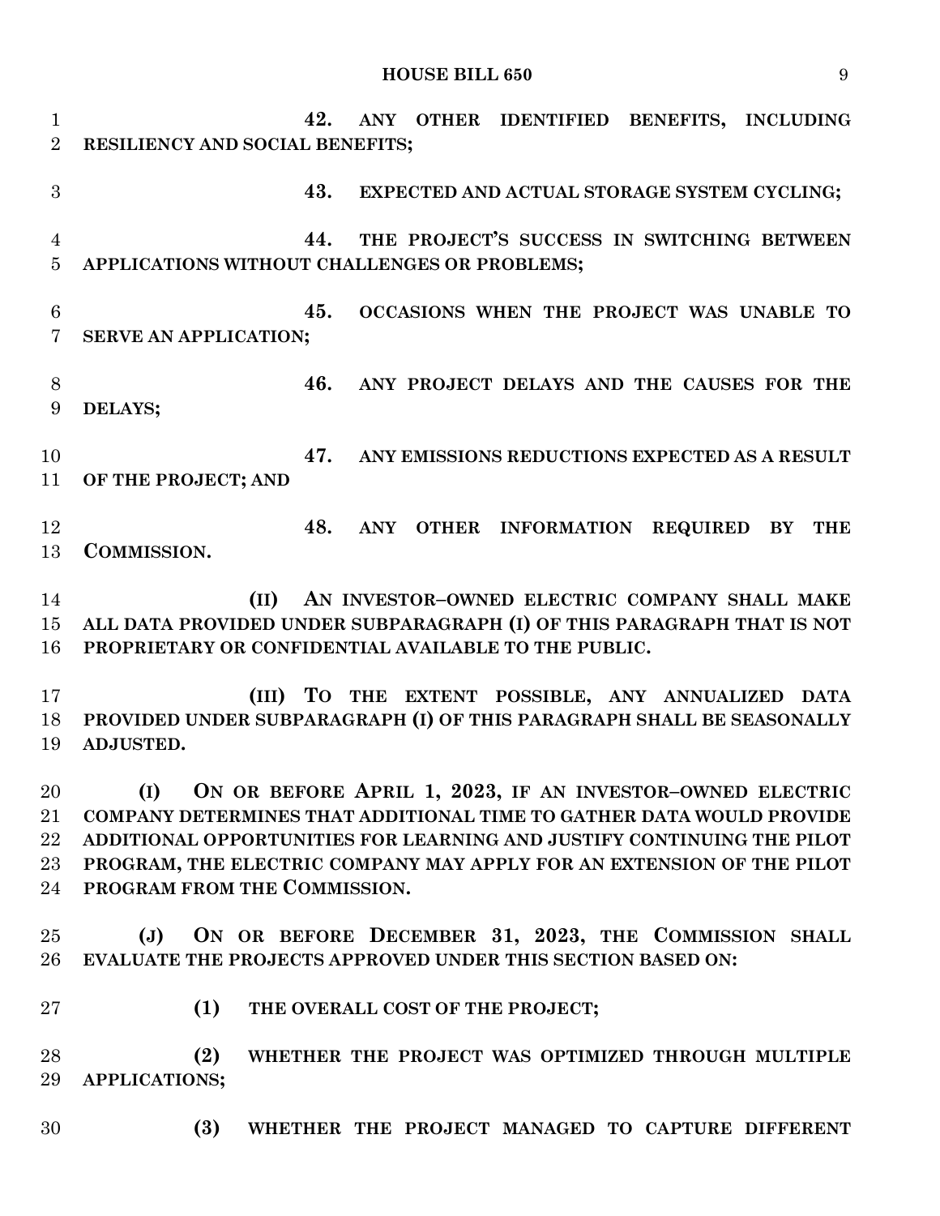**42. ANY OTHER IDENTIFIED BENEFITS, INCLUDING RESILIENCY AND SOCIAL BENEFITS;**

**43. EXPECTED AND ACTUAL STORAGE SYSTEM CYCLING;**

**44. THE PROJECT'S SUCCESS IN SWITCHING BETWEEN APPLICATIONS WITHOUT CHALLENGES OR PROBLEMS;**

**45. OCCASIONS WHEN THE PROJECT WAS UNABLE TO SERVE AN APPLICATION;**

**46. ANY PROJECT DELAYS AND THE CAUSES FOR THE DELAYS;**

**47. ANY EMISSIONS REDUCTIONS EXPECTED AS A RESULT OF THE PROJECT; AND**

**48. ANY OTHER INFORMATION REQUIRED BY THE COMMISSION.**

**(II) AN INVESTOR–OWNED ELECTRIC COMPANY SHALL MAKE ALL DATA PROVIDED UNDER SUBPARAGRAPH (I) OF THIS PARAGRAPH THAT IS NOT PROPRIETARY OR CONFIDENTIAL AVAILABLE TO THE PUBLIC.**

**(III) TO THE EXTENT POSSIBLE, ANY ANNUALIZED DATA PROVIDED UNDER SUBPARAGRAPH (I) OF THIS PARAGRAPH SHALL BE SEASONALLY ADJUSTED.**

**(I) ON OR BEFORE APRIL 1, 2023, IF AN INVESTOR–OWNED ELECTRIC COMPANY DETERMINES THAT ADDITIONAL TIME TO GATHER DATA WOULD PROVIDE ADDITIONAL OPPORTUNITIES FOR LEARNING AND JUSTIFY CONTINUING THE PILOT PROGRAM, THE ELECTRIC COMPANY MAY APPLY FOR AN EXTENSION OF THE PILOT PROGRAM FROM THE COMMISSION.**

**(J) ON OR BEFORE DECEMBER 31, 2023, THE COMMISSION SHALL EVALUATE THE PROJECTS APPROVED UNDER THIS SECTION BASED ON:**

**(1) THE OVERALL COST OF THE PROJECT;**

**(2) WHETHER THE PROJECT WAS OPTIMIZED THROUGH MULTIPLE APPLICATIONS;**

**(3) WHETHER THE PROJECT MANAGED TO CAPTURE DIFFERENT**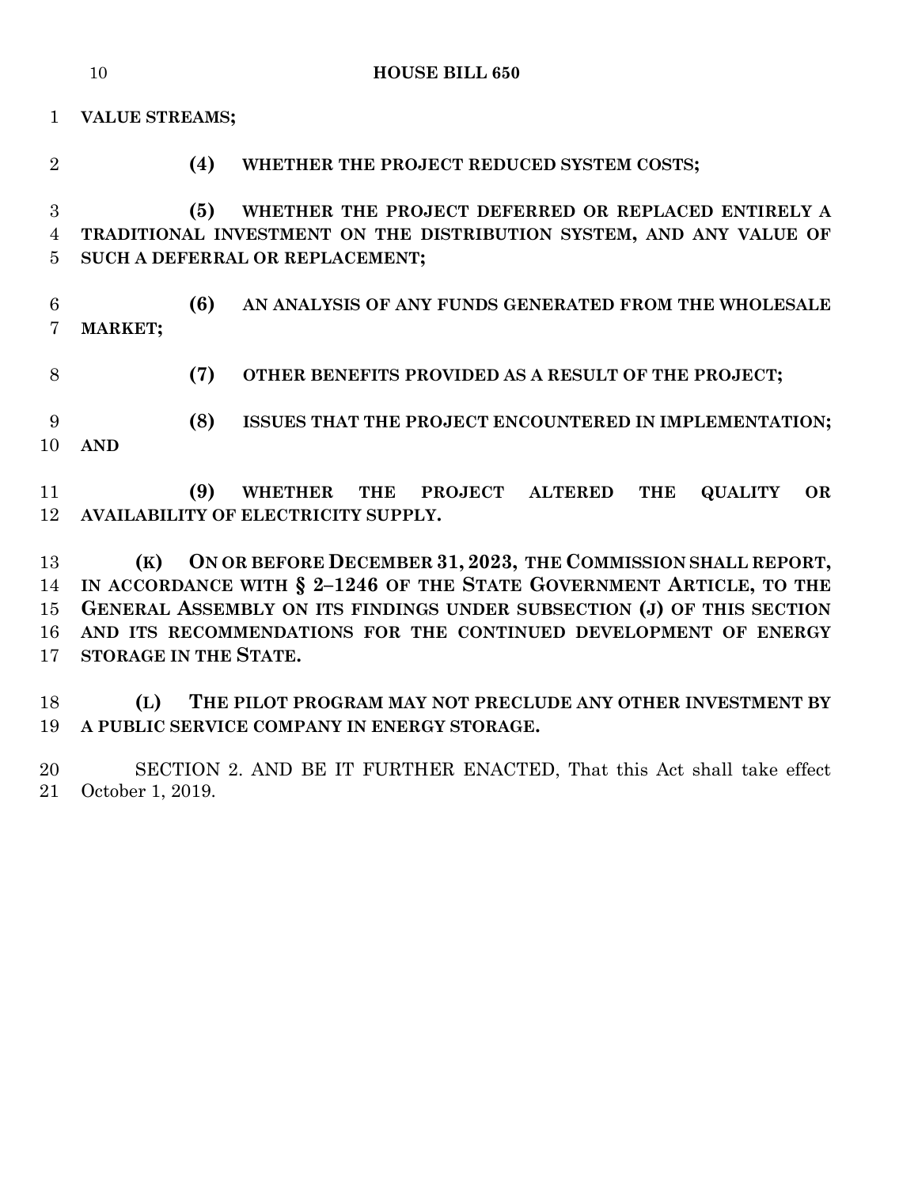**VALUE STREAMS;**

**(4) WHETHER THE PROJECT REDUCED SYSTEM COSTS;**

**(5) WHETHER THE PROJECT DEFERRED OR REPLACED ENTIRELY A TRADITIONAL INVESTMENT ON THE DISTRIBUTION SYSTEM, AND ANY VALUE OF SUCH A DEFERRAL OR REPLACEMENT;**

**(6) AN ANALYSIS OF ANY FUNDS GENERATED FROM THE WHOLESALE MARKET;**

**(7) OTHER BENEFITS PROVIDED AS A RESULT OF THE PROJECT;**

**(8) ISSUES THAT THE PROJECT ENCOUNTERED IN IMPLEMENTATION; AND**

**(9) WHETHER THE PROJECT ALTERED THE QUALITY OR AVAILABILITY OF ELECTRICITY SUPPLY.**

**(K) ON OR BEFORE DECEMBER 31, 2023, THE COMMISSION SHALL REPORT, IN ACCORDANCE WITH § 2–1246 OF THE STATE GOVERNMENT ARTICLE, TO THE GENERAL ASSEMBLY ON ITS FINDINGS UNDER SUBSECTION (J) OF THIS SECTION AND ITS RECOMMENDATIONS FOR THE CONTINUED DEVELOPMENT OF ENERGY STORAGE IN THE STATE.**

**(L) THE PILOT PROGRAM MAY NOT PRECLUDE ANY OTHER INVESTMENT BY A PUBLIC SERVICE COMPANY IN ENERGY STORAGE.**

SECTION 2. AND BE IT FURTHER ENACTED, That this Act shall take effect October 1, 2019.